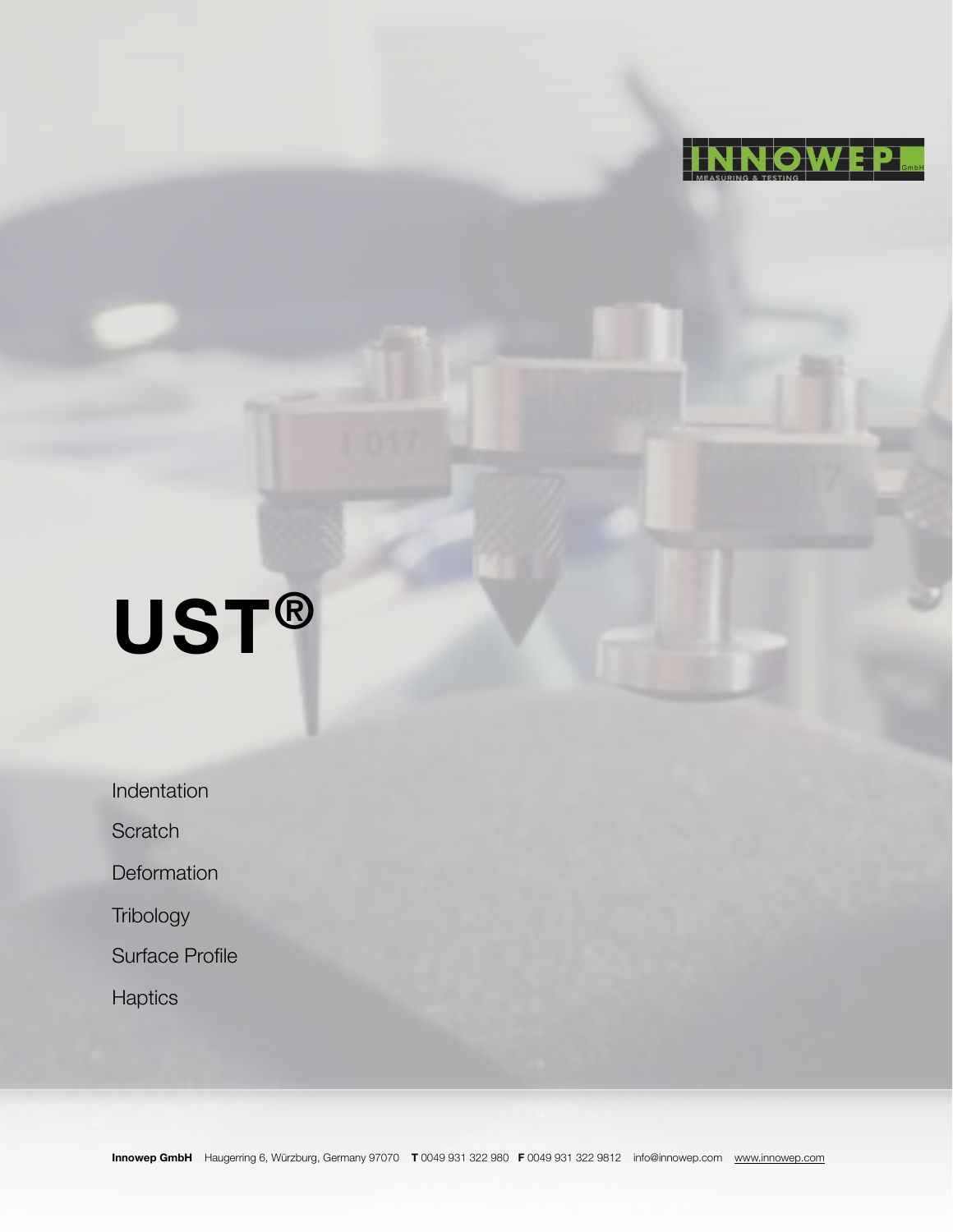# UST®

Indentation

Scratch

Deformation

Tribology

Surface Profile

Haptics

**Innowep GmbH** Haugerring 6, Würzburg, Germany 97070 **T** 0049 931 322 980 **F** 0049 931 322 9812 info@innowep.com www.innowep.com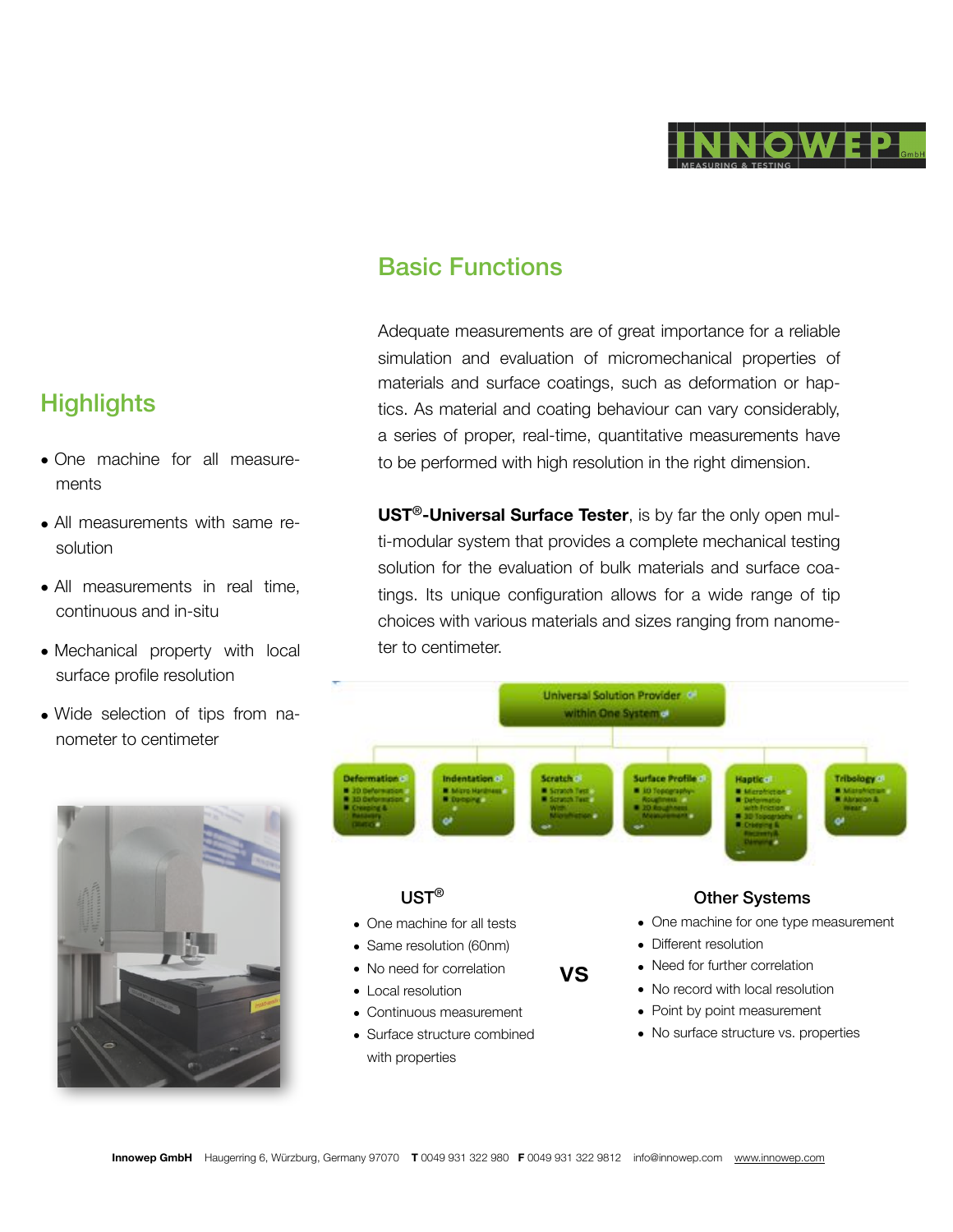## Highlights

- One machine for all measurements
- All measurements with same resolution
- All measurements in real time, continuous and in-situ
- Mechanical property with local surface profile resolution
- Wide selection of tips from nanometer to centimeter

## Basic Functions

Adequate measurements are of great importance for a reliable simulation and evaluation of micromechanical properties of materials and surface coatings, such as deformation or haptics. As material and coating behaviour can vary considerably, a series of proper, real-time, quantitative measurements have to be performed with high resolution in the right dimension.

**UST®-Universal Surface Tester**, is by far the only open multi-modular system that provides a complete mechanical testing solution for the evaluation of bulk materials and surface coatings. Its unique configuration allows for a wide range of tip choices with various materials and sizes ranging from nanometer to centimeter.

| UST® | | Other Systems |
|---|---|---|
| One machine for all tests | VS | One machine for one type measurement |
| Same resolution (60nm) | | Different resolution |
| No need for correlation | | Need for further correlation |
| Local resolution | | No record with local resolution |
| Continuous measurement | | Point by point measurement |
| Surface structure combined with properties | | No surface structure vs. properties |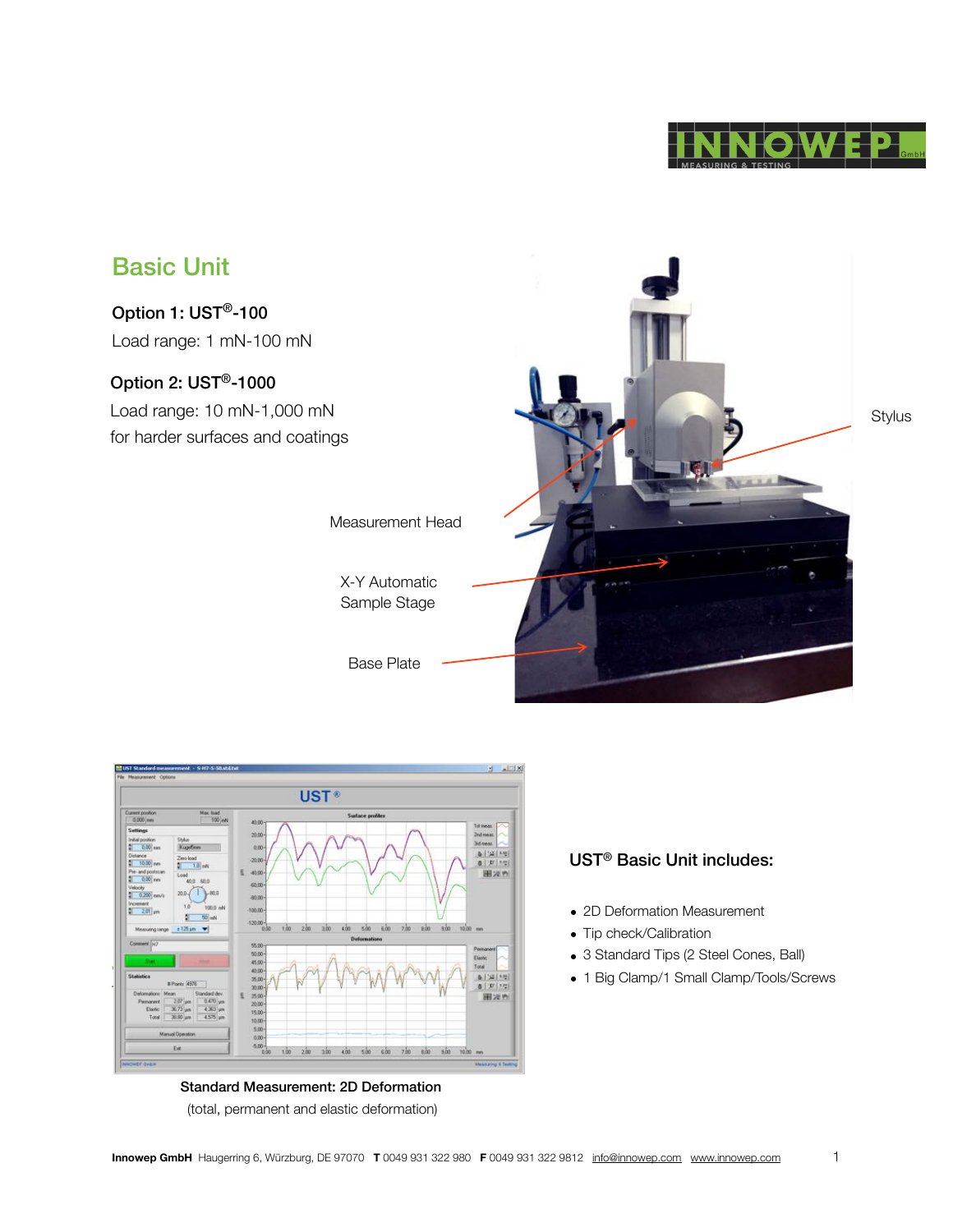## Basic Unit

**Option 1: UST®-100**

Load range: 1 mN-100 mN

**Option 2: UST®-1000**

Load range: 10 mN-1,000 mN

for harder surfaces and coatings

Stylus

Measurement Head

X-Y Automatic Sample Stage

Base Plate

**Standard Measurement: 2D Deformation**

(total, permanent and elastic deformation)

### UST® Basic Unit includes:

- 2D Deformation Measurement
- Tip check/Calibration
- 3 Standard Tips (2 Steel Cones, Ball)
- 1 Big Clamp/1 Small Clamp/Tools/Screws

**Innowep GmbH** Haugerring 6, Würzburg, DE 97070 **T** 0049 931 322 980 **F** 0049 931 322 9812 info@innowep.com www.innowep.com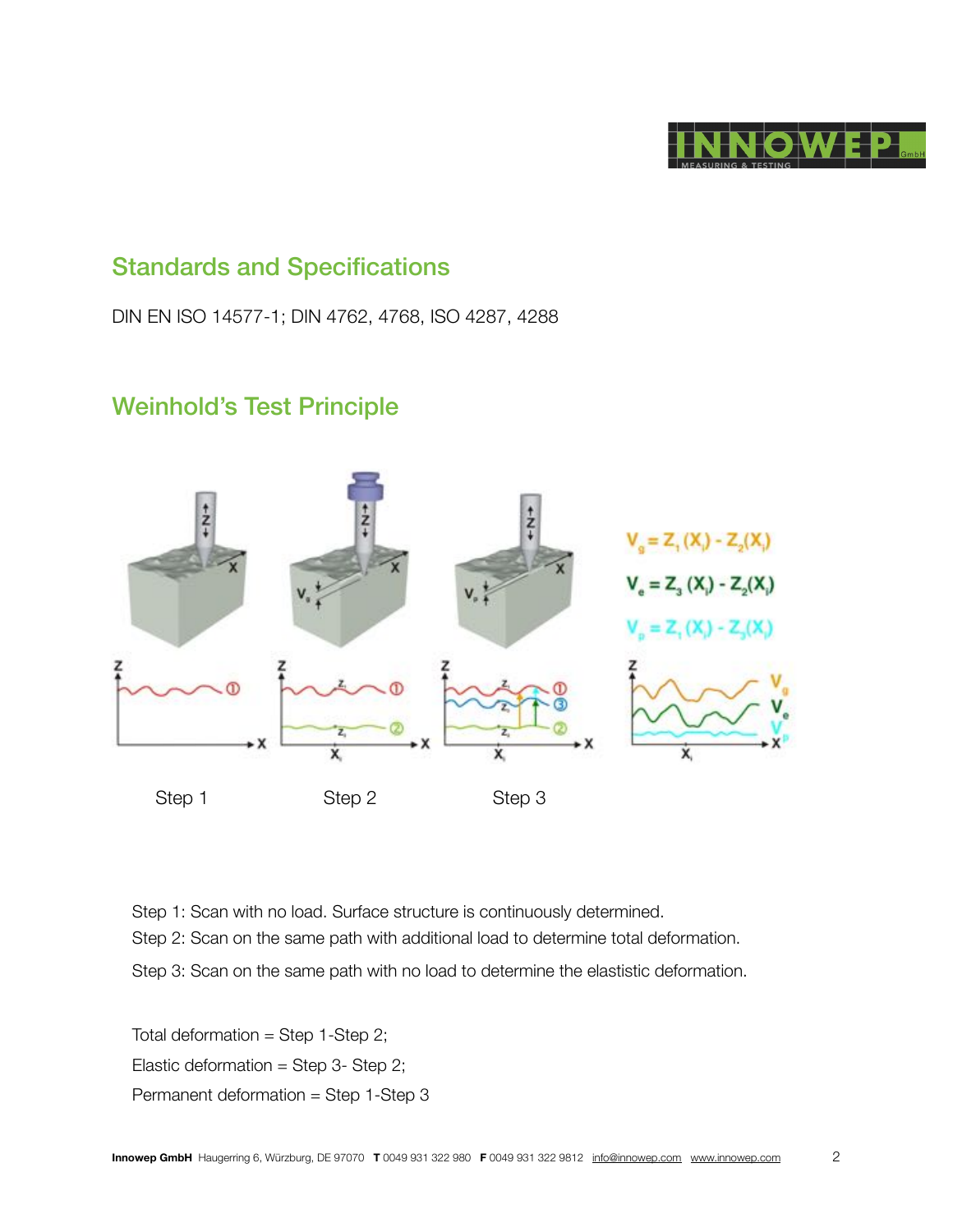## Standards and Specifications

DIN EN ISO 14577-1; DIN 4762, 4768, ISO 4287, 4288

## Weinhold's Test Principle

$V_g = Z_1(X_i) - Z_2(X_i)$

$V_e = Z_3(X_i) - Z_2(X_i)$

$V_p = Z_1(X_i) - Z_3(X_i)$

Step 1 Step 2 Step 3

Step 1: Scan with no load. Surface structure is continuously determined.

Step 2: Scan on the same path with additional load to determine total deformation.

Step 3: Scan on the same path with no load to determine the elastistic deformation.

Total deformation = Step 1-Step 2;

Elastic deformation = Step 3- Step 2;

Permanent deformation = Step 1-Step 3

**Innowep GmbH** Haugerring 6, Würzburg, DE 97070 **T** 0049 931 322 980 **F** 0049 931 322 9812 info@innowep.com www.innowep.com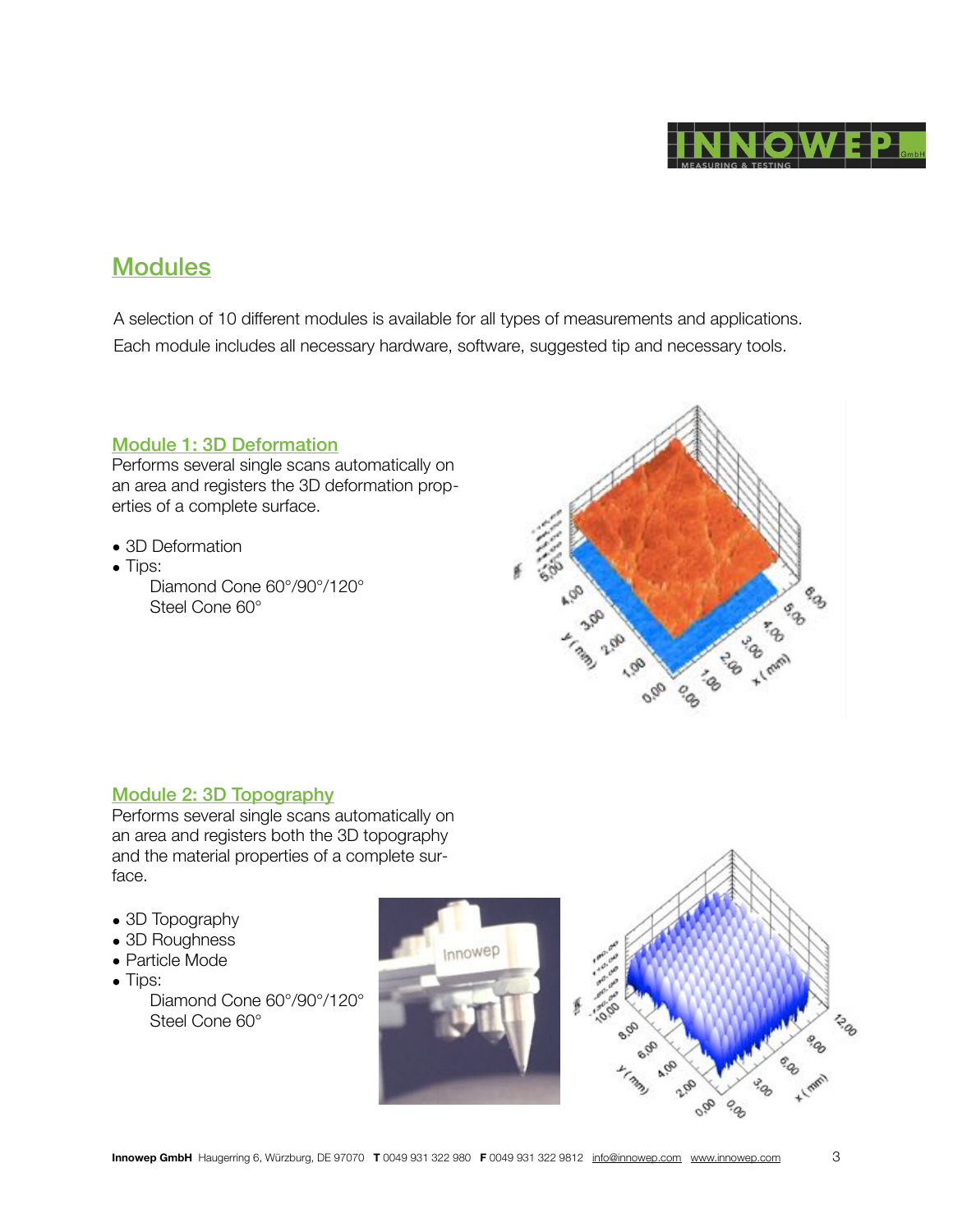## Modules

A selection of 10 different modules is available for all types of measurements and applications. Each module includes all necessary hardware, software, suggested tip and necessary tools.

### Module 1: 3D Deformation

Performs several single scans automatically on an area and registers the 3D deformation properties of a complete surface.

- 3D Deformation
- Tips:
  Diamond Cone 60°/90°/120°
  Steel Cone 60°

### Module 2: 3D Topography

Performs several single scans automatically on an area and registers both the 3D topography and the material properties of a complete surface.

- 3D Topography
- 3D Roughness
- Particle Mode
- Tips:
  Diamond Cone 60°/90°/120°
  Steel Cone 60°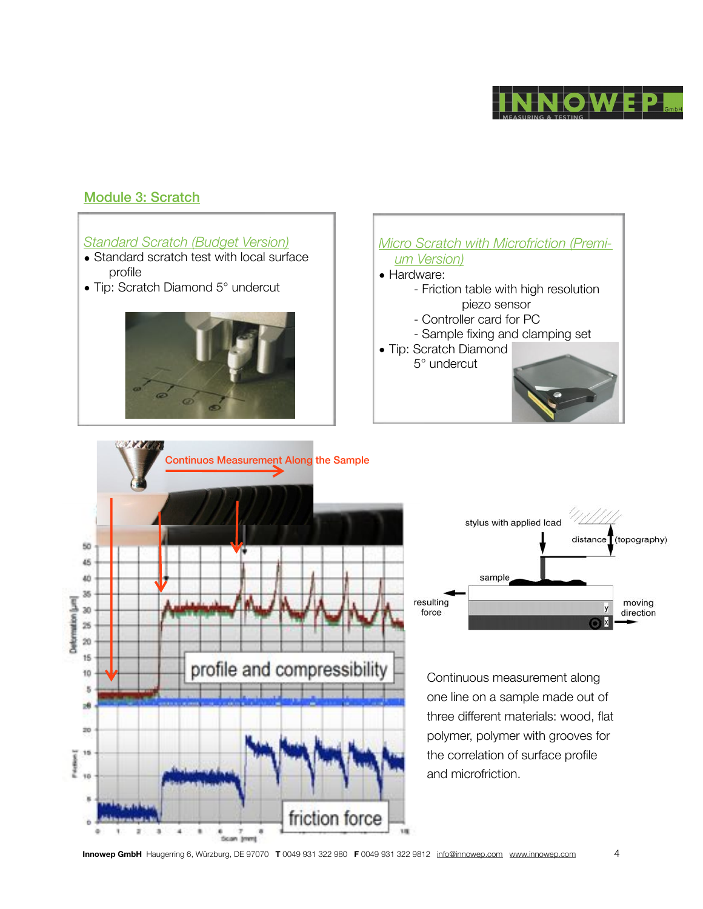## Module 3: Scratch

### *Standard Scratch (Budget Version)*

- Standard scratch test with local surface profile
- Tip: Scratch Diamond 5° undercut

### *Micro Scratch with Microfriction (Premium Version)*

- Hardware:
  - Friction table with high resolution piezo sensor
  - Controller card for PC
  - Sample fixing and clamping set
- Tip: Scratch Diamond 5° undercut

Continuos Measurement Along the Sample

Continuous measurement along one line on a sample made out of three different materials: wood, flat polymer, polymer with grooves for the correlation of surface profile and microfriction.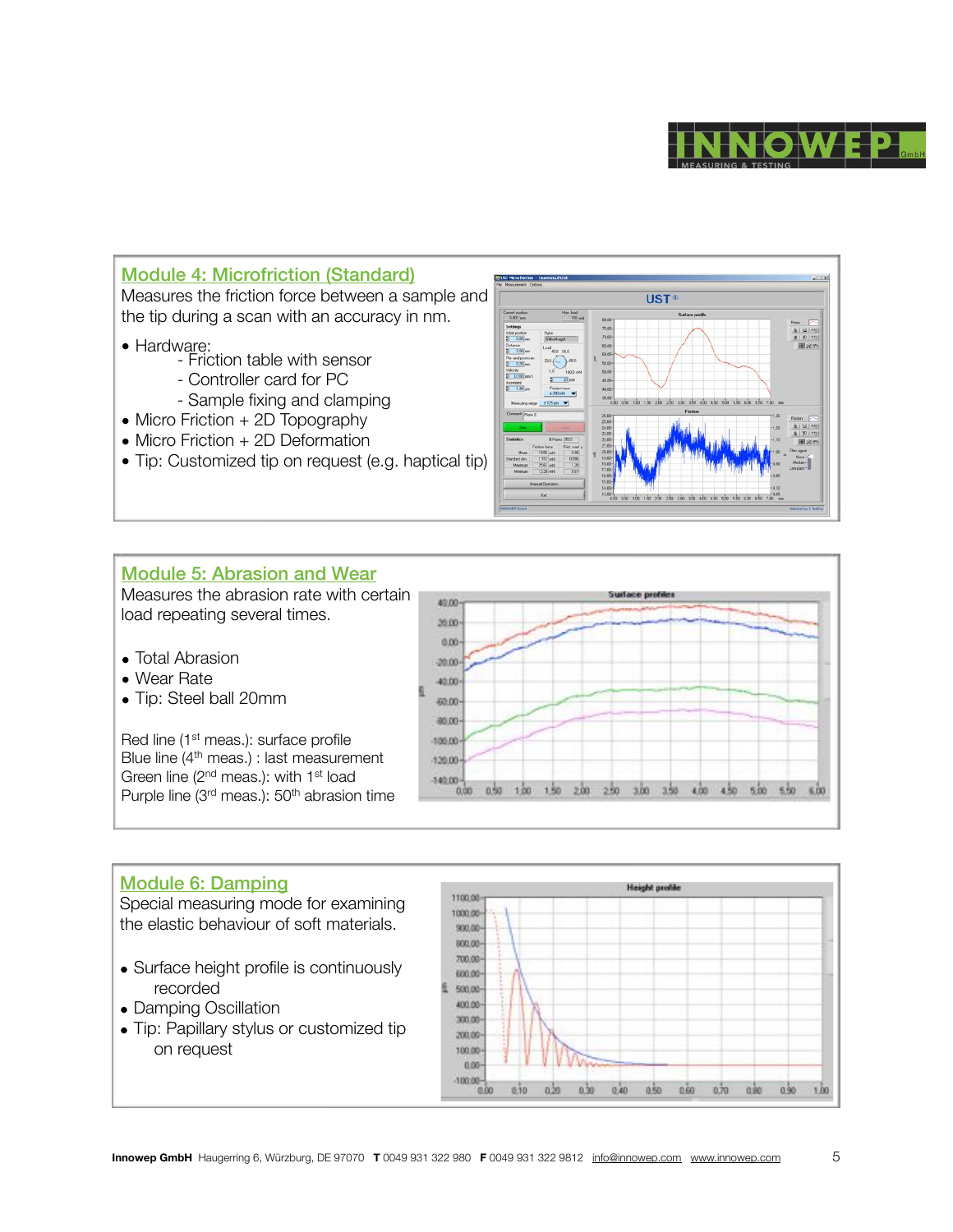## Module 4: Microfriction (Standard)

Measures the friction force between a sample and the tip during a scan with an accuracy in nm.

- Hardware:
  - Friction table with sensor
  - Controller card for PC
  - Sample fixing and clamping
- Micro Friction + 2D Topography
- Micro Friction + 2D Deformation
- Tip: Customized tip on request (e.g. haptical tip)

## Module 5: Abrasion and Wear

Measures the abrasion rate with certain load repeating several times.

- Total Abrasion
- Wear Rate
- Tip: Steel ball 20mm

Red line (1st meas.): surface profile
Blue line (4th meas.) : last measurement
Green line (2nd meas.): with 1st load
Purple line (3rd meas.): 50th abrasion time

## Module 6: Damping

Special measuring mode for examining the elastic behaviour of soft materials.

- Surface height profile is continuously recorded
- Damping Oscillation
- Tip: Papillary stylus or customized tip on request

**Innowep GmbH** Haugerring 6, Würzburg, DE 97070 **T** 0049 931 322 980 **F** 0049 931 322 9812 info@innowep.com www.innowep.com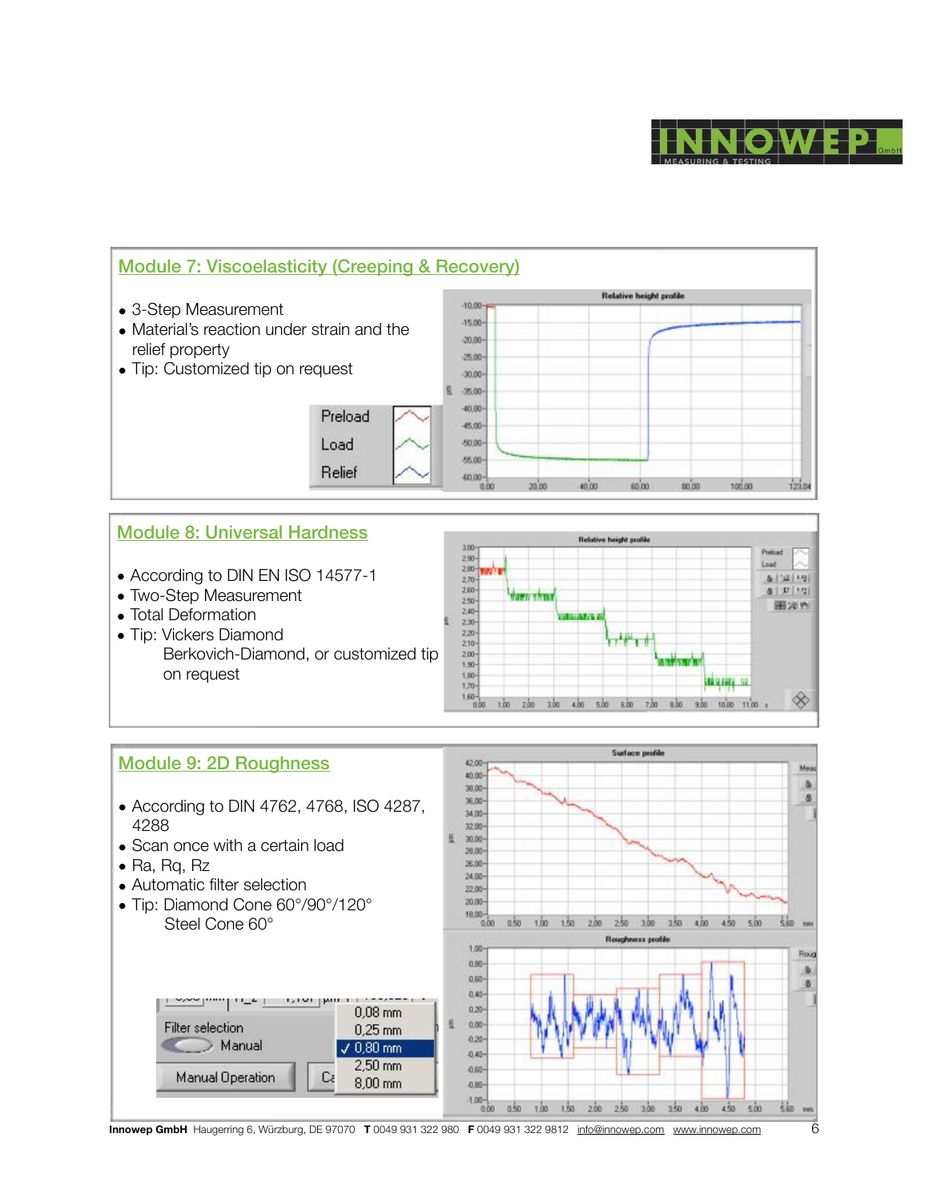## Module 7: Viscoelasticity (Creeping & Recovery)

- 3-Step Measurement
- Material's reaction under strain and the relief property
- Tip: Customized tip on request

## Module 8: Universal Hardness

- According to DIN EN ISO 14577-1
- Two-Step Measurement
- Total Deformation
- Tip: Vickers Diamond
  Berkovich-Diamond, or customized tip on request

## Module 9: 2D Roughness

- According to DIN 4762, 4768, ISO 4287, 4288
- Scan once with a certain load
- Ra, Rq, Rz
- Automatic filter selection
- Tip: Diamond Cone 60°/90°/120°
  Steel Cone 60°

**Innowep GmbH** Haugerring 6, Würzburg, DE 97070 **T** 0049 931 322 980 **F** 0049 931 322 9812 info@innowep.com www.innowep.com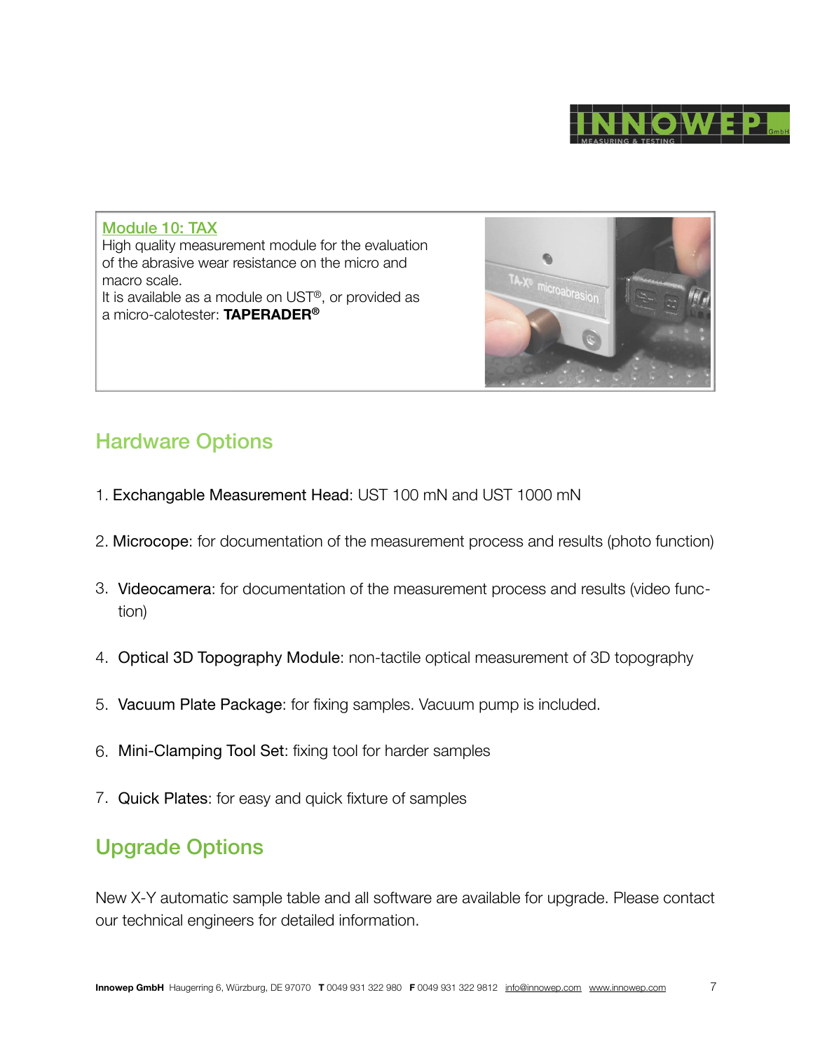**Module 10: TAX**

High quality measurement module for the evaluation of the abrasive wear resistance on the micro and macro scale.
It is available as a module on UST®, or provided as a micro-calotester: **TAPERADER®**

## Hardware Options

1. Exchangable Measurement Head: UST 100 mN and UST 1000 mN
2. Microcope: for documentation of the measurement process and results (photo function)
3. Videocamera: for documentation of the measurement process and results (video function)
4. Optical 3D Topography Module: non-tactile optical measurement of 3D topography
5. Vacuum Plate Package: for fixing samples. Vacuum pump is included.
6. Mini-Clamping Tool Set: fixing tool for harder samples
7. Quick Plates: for easy and quick fixture of samples

## Upgrade Options

New X-Y automatic sample table and all software are available for upgrade. Please contact our technical engineers for detailed information.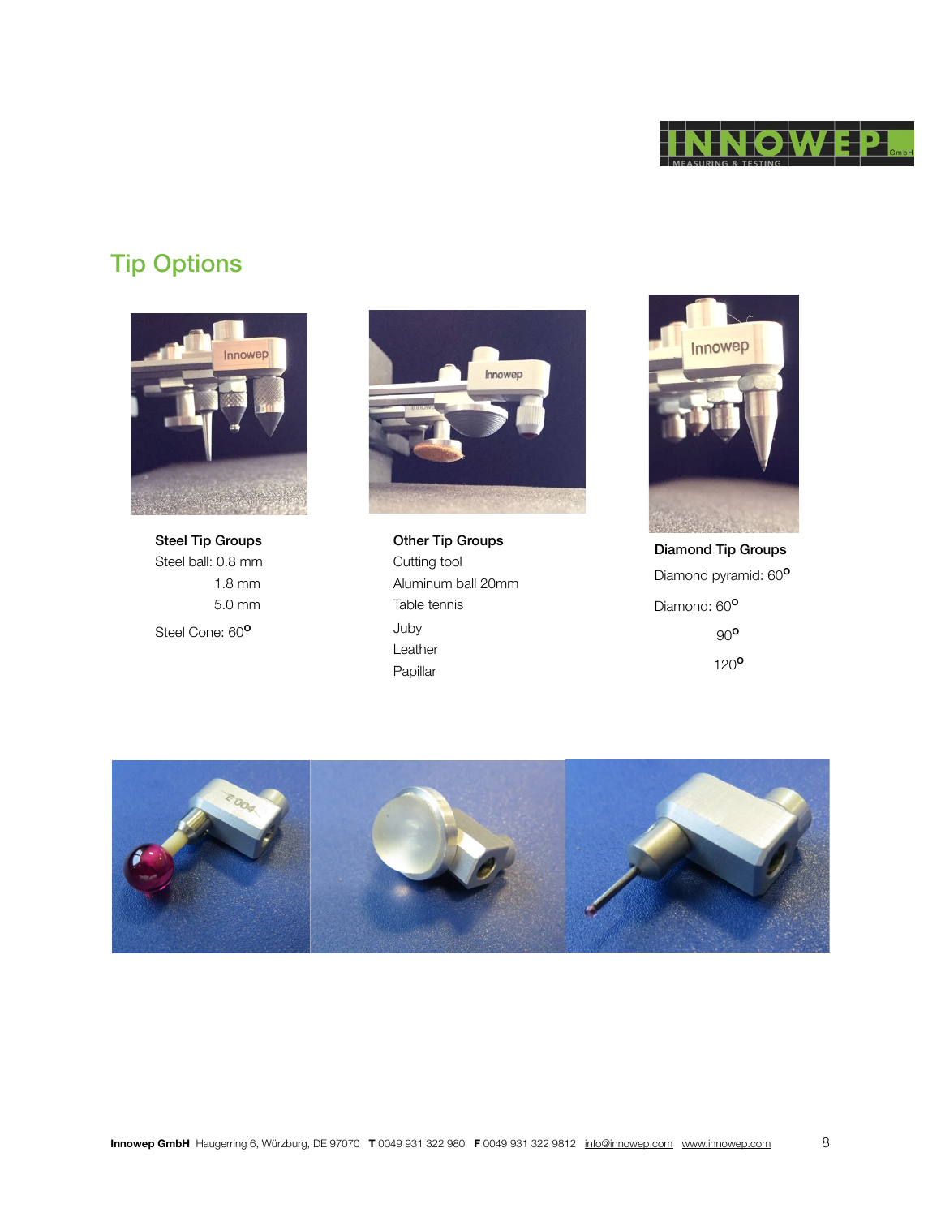## Tip Options

**Steel Tip Groups**

Steel ball: 0.8 mm

1.8 mm

5.0 mm

Steel Cone: 60°

**Other Tip Groups**

Cutting tool

Aluminum ball 20mm

Table tennis

Juby

Leather

Papillar

**Diamond Tip Groups**

Diamond pyramid: 60°

Diamond: 60°

90°

120°